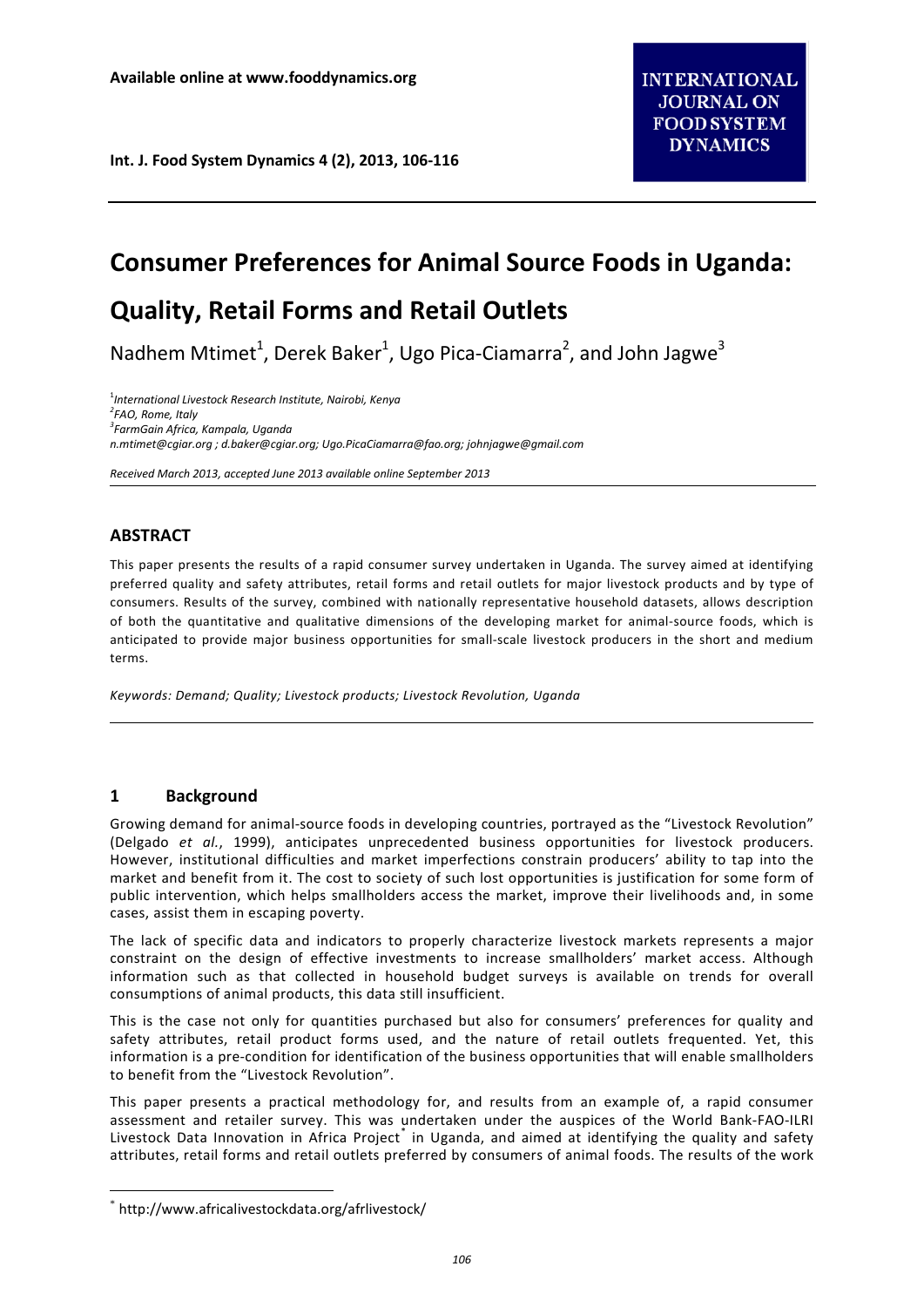Available online at www.fooddynamics.org

# Consumer Preferences for Animal Source Foods in Uganda: Quality, Retail Forms and Retail Outlets

Nadhem Mtimet[1], Derek Baker[1], Ugo Pica-Ciamarra[2], and John Jagwe[3]

[1] *International Livestock Research Institute, Nairobi, Kenya*
[2] *FAO, Rome, Italy*
[3] *FarmGain Africa, Kampala, Uganda*
*n.mtimet@cgiar.org ; d.baker@cgiar.org; Ugo.PicaCiamarra@fao.org; johnjagwe@gmail.com*

*Received March 2013, accepted June 2013 available online September 2013*

## ABSTRACT

This paper presents the results of a rapid consumer survey undertaken in Uganda. The survey aimed at identifying preferred quality and safety attributes, retail forms and retail outlets for major livestock products and by type of consumers. Results of the survey, combined with nationally representative household datasets, allows description of both the quantitative and qualitative dimensions of the developing market for animal-source foods, which is anticipated to provide major business opportunities for small-scale livestock producers in the short and medium terms.

*Keywords: Demand; Quality; Livestock products; Livestock Revolution, Uganda*

## 1 Background

Growing demand for animal-source foods in developing countries, portrayed as the "Livestock Revolution" (Delgado *et al.*, 1999), anticipates unprecedented business opportunities for livestock producers. However, institutional difficulties and market imperfections constrain producers' ability to tap into the market and benefit from it. The cost to society of such lost opportunities is justification for some form of public intervention, which helps smallholders access the market, improve their livelihoods and, in some cases, assist them in escaping poverty.

The lack of specific data and indicators to properly characterize livestock markets represents a major constraint on the design of effective investments to increase smallholders' market access. Although information such as that collected in household budget surveys is available on trends for overall consumptions of animal products, this data still insufficient.

This is the case not only for quantities purchased but also for consumers' preferences for quality and safety attributes, retail product forms used, and the nature of retail outlets frequented. Yet, this information is a pre-condition for identification of the business opportunities that will enable smallholders to benefit from the "Livestock Revolution".

This paper presents a practical methodology for, and results from an example of, a rapid consumer assessment and retailer survey. This was undertaken under the auspices of the World Bank-FAO-ILRI Livestock Data Innovation in Africa Project[*] in Uganda, and aimed at identifying the quality and safety attributes, retail forms and retail outlets preferred by consumers of animal foods. The results of the work

[*] http://www.africalivestockdata.org/afrlivestock/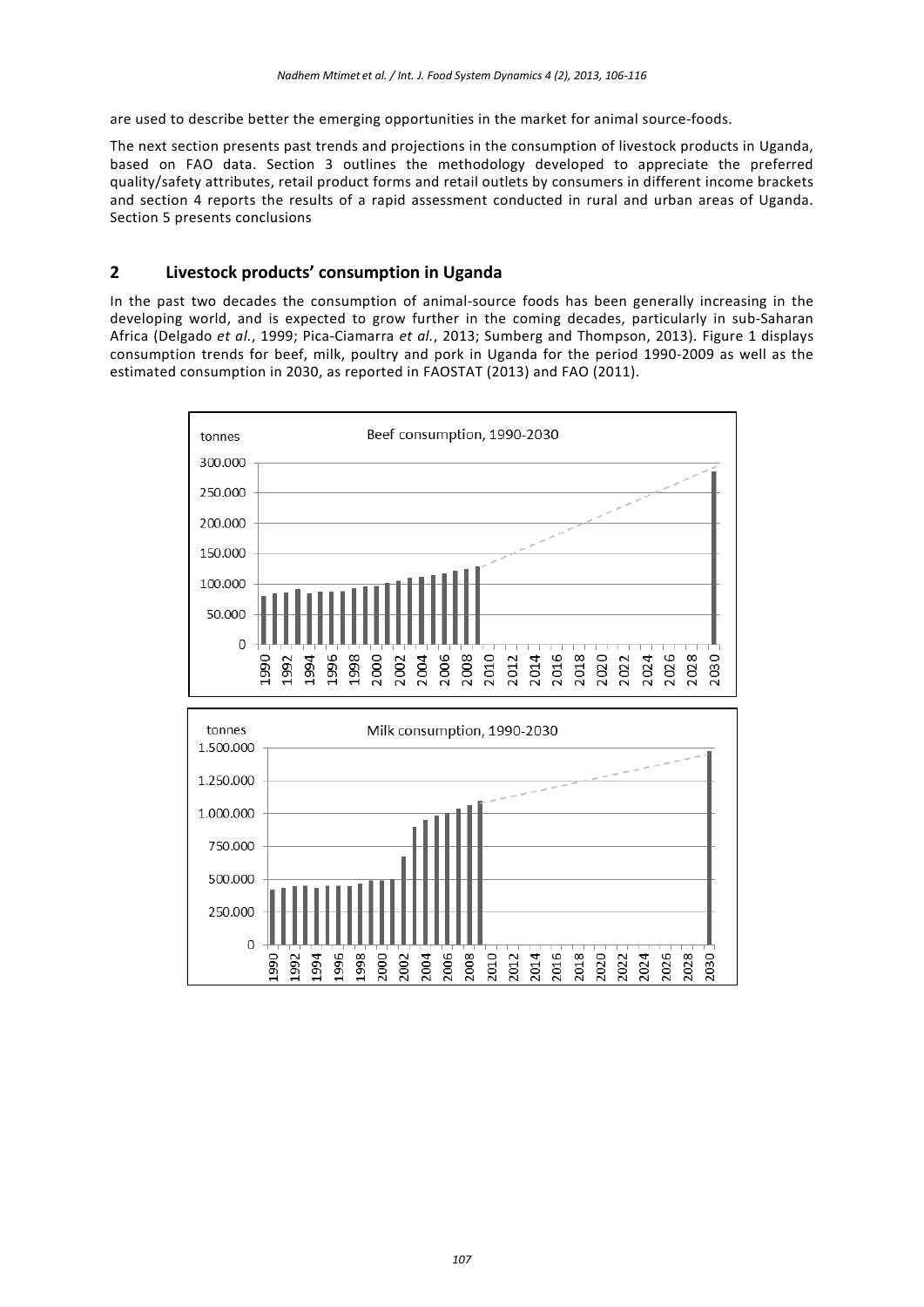are used to describe better the emerging opportunities in the market for animal source-foods.

The next section presents past trends and projections in the consumption of livestock products in Uganda, based on FAO data. Section 3 outlines the methodology developed to appreciate the preferred quality/safety attributes, retail product forms and retail outlets by consumers in different income brackets and section 4 reports the results of a rapid assessment conducted in rural and urban areas of Uganda. Section 5 presents conclusions

## 2 Livestock products' consumption in Uganda

In the past two decades the consumption of animal-source foods has been generally increasing in the developing world, and is expected to grow further in the coming decades, particularly in sub-Saharan Africa (Delgado *et al.*, 1999; Pica-Ciamarra *et al.*, 2013; Sumberg and Thompson, 2013). Figure 1 displays consumption trends for beef, milk, poultry and pork in Uganda for the period 1990-2009 as well as the estimated consumption in 2030, as reported in FAOSTAT (2013) and FAO (2011).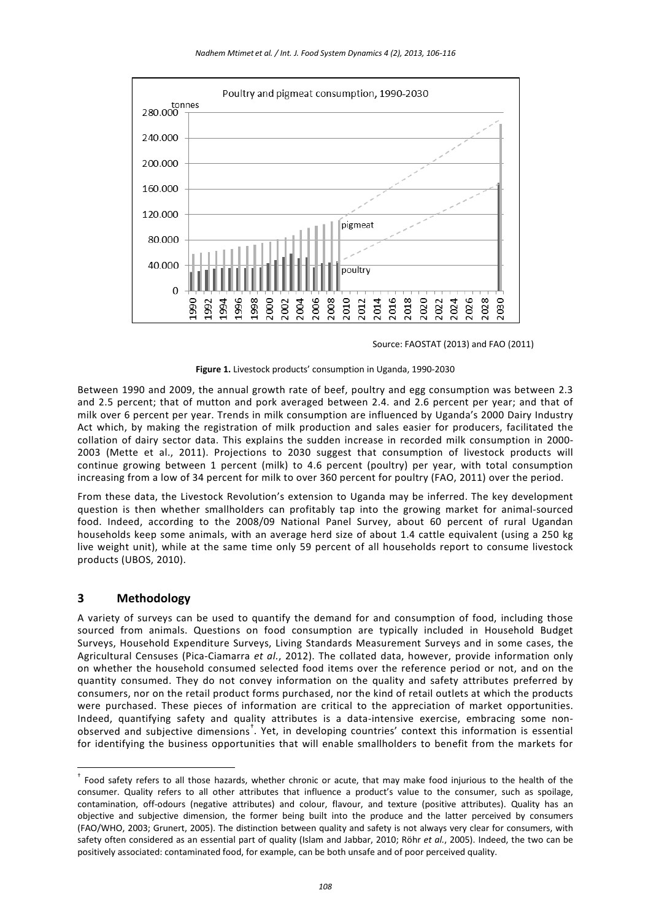Source: FAOSTAT (2013) and FAO (2011)

**Figure 1.** Livestock products' consumption in Uganda, 1990-2030

Between 1990 and 2009, the annual growth rate of beef, poultry and egg consumption was between 2.3 and 2.5 percent; that of mutton and pork averaged between 2.4. and 2.6 percent per year; and that of milk over 6 percent per year. Trends in milk consumption are influenced by Uganda's 2000 Dairy Industry Act which, by making the registration of milk production and sales easier for producers, facilitated the collation of dairy sector data. This explains the sudden increase in recorded milk consumption in 2000-2003 (Mette et al., 2011). Projections to 2030 suggest that consumption of livestock products will continue growing between 1 percent (milk) to 4.6 percent (poultry) per year, with total consumption increasing from a low of 34 percent for milk to over 360 percent for poultry (FAO, 2011) over the period.

From these data, the Livestock Revolution's extension to Uganda may be inferred. The key development question is then whether smallholders can profitably tap into the growing market for animal-sourced food. Indeed, according to the 2008/09 National Panel Survey, about 60 percent of rural Ugandan households keep some animals, with an average herd size of about 1.4 cattle equivalent (using a 250 kg live weight unit), while at the same time only 59 percent of all households report to consume livestock products (UBOS, 2010).

## 3 Methodology

A variety of surveys can be used to quantify the demand for and consumption of food, including those sourced from animals. Questions on food consumption are typically included in Household Budget Surveys, Household Expenditure Surveys, Living Standards Measurement Surveys and in some cases, the Agricultural Censuses (Pica-Ciamarra *et al.*, 2012). The collated data, however, provide information only on whether the household consumed selected food items over the reference period or not, and on the quantity consumed. They do not convey information on the quality and safety attributes preferred by consumers, nor on the retail product forms purchased, nor the kind of retail outlets at which the products were purchased. These pieces of information are critical to the appreciation of market opportunities. Indeed, quantifying safety and quality attributes is a data-intensive exercise, embracing some non-observed and subjective dimensions[†]. Yet, in developing countries' context this information is essential for identifying the business opportunities that will enable smallholders to benefit from the markets for

[†] Food safety refers to all those hazards, whether chronic or acute, that may make food injurious to the health of the consumer. Quality refers to all other attributes that influence a product's value to the consumer, such as spoilage, contamination, off-odours (negative attributes) and colour, flavour, and texture (positive attributes). Quality has an objective and subjective dimension, the former being built into the produce and the latter perceived by consumers (FAO/WHO, 2003; Grunert, 2005). The distinction between quality and safety is not always very clear for consumers, with safety often considered as an essential part of quality (Islam and Jabbar, 2010; Röhr *et al.*, 2005). Indeed, the two can be positively associated: contaminated food, for example, can be both unsafe and of poor perceived quality.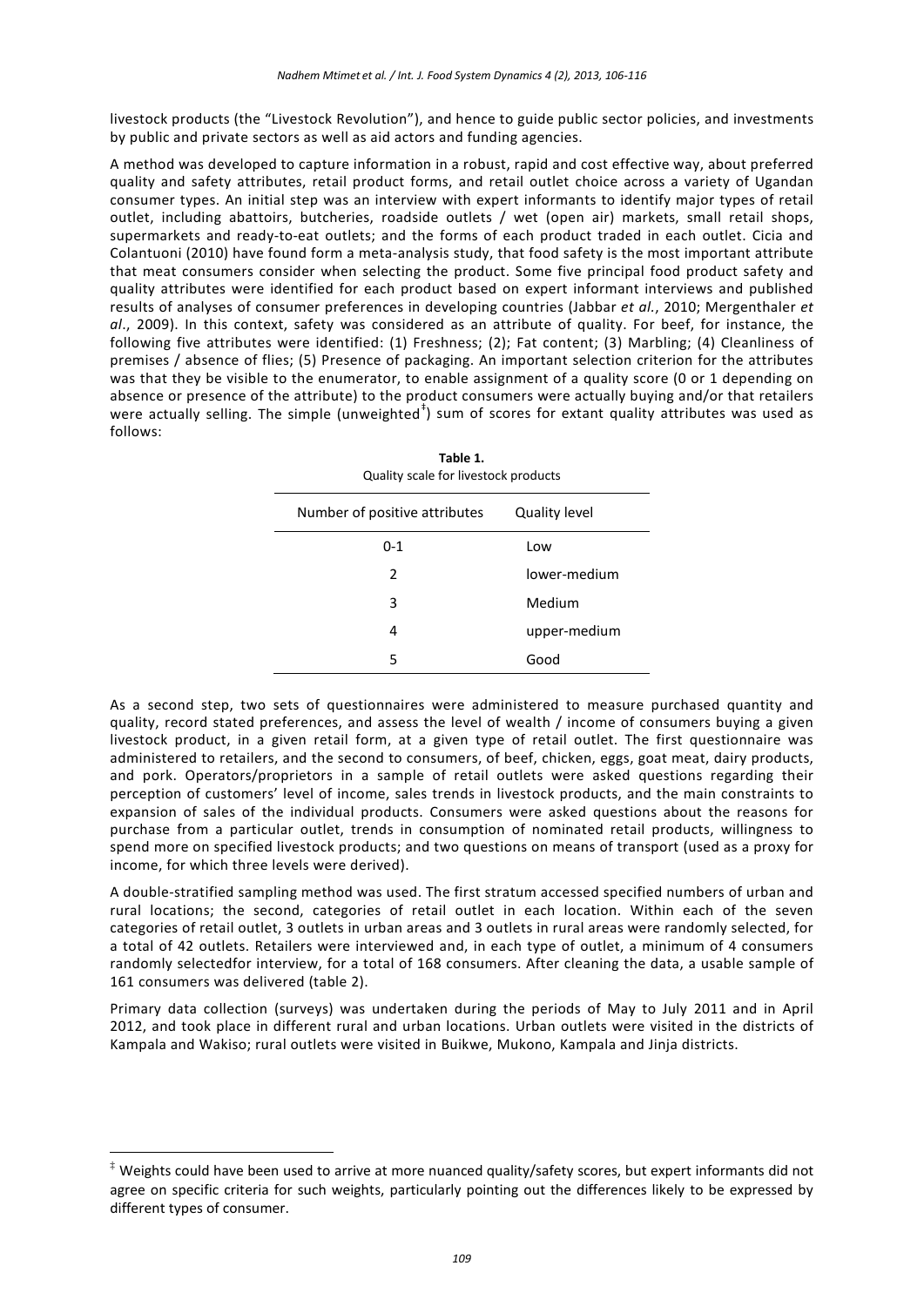livestock products (the "Livestock Revolution"), and hence to guide public sector policies, and investments by public and private sectors as well as aid actors and funding agencies.

A method was developed to capture information in a robust, rapid and cost effective way, about preferred quality and safety attributes, retail product forms, and retail outlet choice across a variety of Ugandan consumer types. An initial step was an interview with expert informants to identify major types of retail outlet, including abattoirs, butcheries, roadside outlets / wet (open air) markets, small retail shops, supermarkets and ready-to-eat outlets; and the forms of each product traded in each outlet. Cicia and Colantuoni (2010) have found form a meta-analysis study, that food safety is the most important attribute that meat consumers consider when selecting the product. Some five principal food product safety and quality attributes were identified for each product based on expert informant interviews and published results of analyses of consumer preferences in developing countries (Jabbar *et al.*, 2010; Mergenthaler *et al*., 2009). In this context, safety was considered as an attribute of quality. For beef, for instance, the following five attributes were identified: (1) Freshness; (2); Fat content; (3) Marbling; (4) Cleanliness of premises / absence of flies; (5) Presence of packaging. An important selection criterion for the attributes was that they be visible to the enumerator, to enable assignment of a quality score (0 or 1 depending on absence or presence of the attribute) to the product consumers were actually buying and/or that retailers were actually selling. The simple (unweighted[‡]) sum of scores for extant quality attributes was used as follows:

**Table 1.**
Quality scale for livestock products

| Number of positive attributes | Quality level |
|---|---|
| 0-1 | Low |
| 2 | lower-medium |
| 3 | Medium |
| 4 | upper-medium |
| 5 | Good |

As a second step, two sets of questionnaires were administered to measure purchased quantity and quality, record stated preferences, and assess the level of wealth / income of consumers buying a given livestock product, in a given retail form, at a given type of retail outlet. The first questionnaire was administered to retailers, and the second to consumers, of beef, chicken, eggs, goat meat, dairy products, and pork. Operators/proprietors in a sample of retail outlets were asked questions regarding their perception of customers' level of income, sales trends in livestock products, and the main constraints to expansion of sales of the individual products. Consumers were asked questions about the reasons for purchase from a particular outlet, trends in consumption of nominated retail products, willingness to spend more on specified livestock products; and two questions on means of transport (used as a proxy for income, for which three levels were derived).

A double-stratified sampling method was used. The first stratum accessed specified numbers of urban and rural locations; the second, categories of retail outlet in each location. Within each of the seven categories of retail outlet, 3 outlets in urban areas and 3 outlets in rural areas were randomly selected, for a total of 42 outlets. Retailers were interviewed and, in each type of outlet, a minimum of 4 consumers randomly selectedfor interview, for a total of 168 consumers. After cleaning the data, a usable sample of 161 consumers was delivered (table 2).

Primary data collection (surveys) was undertaken during the periods of May to July 2011 and in April 2012, and took place in different rural and urban locations. Urban outlets were visited in the districts of Kampala and Wakiso; rural outlets were visited in Buikwe, Mukono, Kampala and Jinja districts.

[‡] Weights could have been used to arrive at more nuanced quality/safety scores, but expert informants did not agree on specific criteria for such weights, particularly pointing out the differences likely to be expressed by different types of consumer.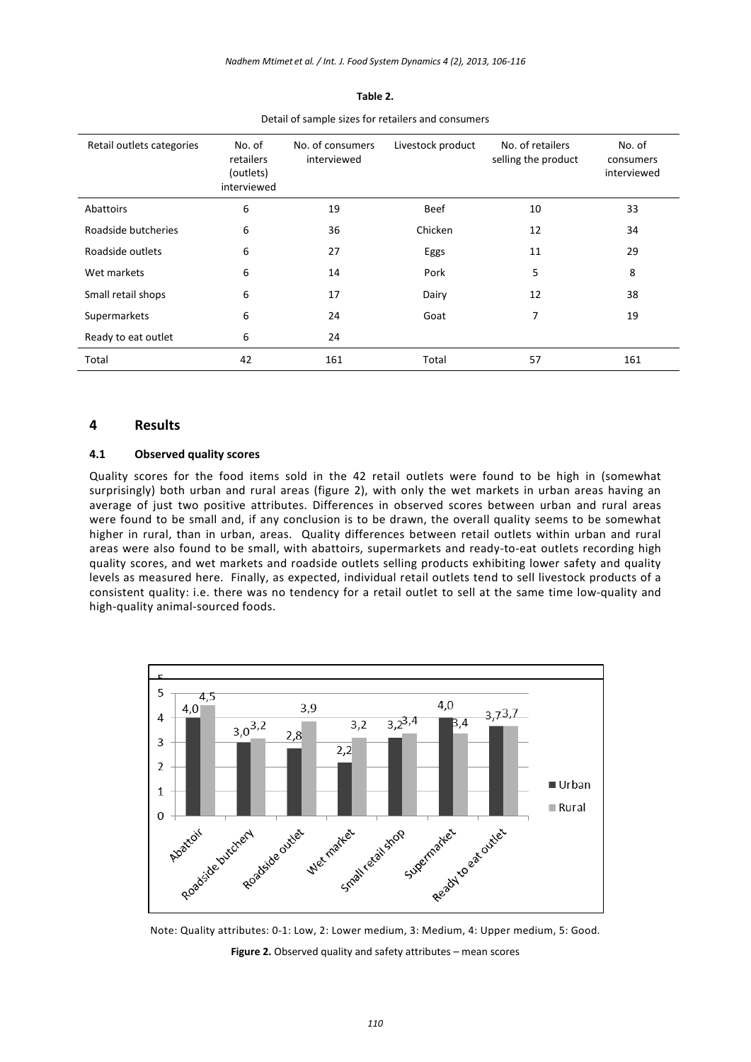**Table 2.**

Detail of sample sizes for retailers and consumers

| Retail outlets categories | No. of retailers (outlets) interviewed | No. of consumers interviewed | Livestock product | No. of retailers selling the product | No. of consumers interviewed |
|---|---|---|---|---|---|
| Abattoirs | 6 | 19 | Beef | 10 | 33 |
| Roadside butcheries | 6 | 36 | Chicken | 12 | 34 |
| Roadside outlets | 6 | 27 | Eggs | 11 | 29 |
| Wet markets | 6 | 14 | Pork | 5 | 8 |
| Small retail shops | 6 | 17 | Dairy | 12 | 38 |
| Supermarkets | 6 | 24 | Goat | 7 | 19 |
| Ready to eat outlet | 6 | 24 | | | |
| Total | 42 | 161 | Total | 57 | 161 |

## 4 Results

### 4.1 Observed quality scores

Quality scores for the food items sold in the 42 retail outlets were found to be high in (somewhat surprisingly) both urban and rural areas (figure 2), with only the wet markets in urban areas having an average of just two positive attributes. Differences in observed scores between urban and rural areas were found to be small and, if any conclusion is to be drawn, the overall quality seems to be somewhat higher in rural, than in urban, areas. Quality differences between retail outlets within urban and rural areas were also found to be small, with abattoirs, supermarkets and ready-to-eat outlets recording high quality scores, and wet markets and roadside outlets selling products exhibiting lower safety and quality levels as measured here. Finally, as expected, individual retail outlets tend to sell livestock products of a consistent quality: i.e. there was no tendency for a retail outlet to sell at the same time low-quality and high-quality animal-sourced foods.

| | Abattoir | Roadside butchery | Roadside outlet | Wet market | Small retail shop | Supermarket | Ready to eat outlet |
|---|---|---|---|---|---|---|---|
| Urban | 4,0 | 3,0 | 2,8 | 2,2 | 3,2 | 4,0 | 3,7 |
| Rural | 4,5 | 3,2 | 3,9 | 3,2 | 3,4 | 3,4 | 3,7 |

Note: Quality attributes: 0-1: Low, 2: Lower medium, 3: Medium, 4: Upper medium, 5: Good.

**Figure 2.** Observed quality and safety attributes – mean scores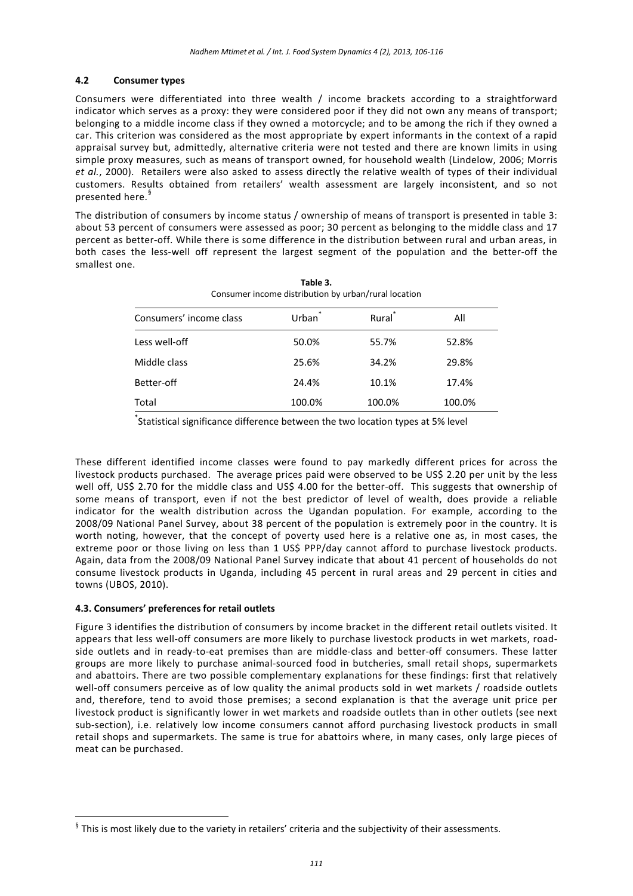### 4.2 Consumer types

Consumers were differentiated into three wealth / income brackets according to a straightforward indicator which serves as a proxy: they were considered poor if they did not own any means of transport; belonging to a middle income class if they owned a motorcycle; and to be among the rich if they owned a car. This criterion was considered as the most appropriate by expert informants in the context of a rapid appraisal survey but, admittedly, alternative criteria were not tested and there are known limits in using simple proxy measures, such as means of transport owned, for household wealth (Lindelow, 2006; Morris *et al.*, 2000). Retailers were also asked to assess directly the relative wealth of types of their individual customers. Results obtained from retailers' wealth assessment are largely inconsistent, and so not presented here.[§]

The distribution of consumers by income status / ownership of means of transport is presented in table 3: about 53 percent of consumers were assessed as poor; 30 percent as belonging to the middle class and 17 percent as better-off. While there is some difference in the distribution between rural and urban areas, in both cases the less-well off represent the largest segment of the population and the better-off the smallest one.

**Table 3.**
Consumer income distribution by urban/rural location

| Consumers' income class | Urban* | Rural* | All |
|---|---|---|---|
| Less well-off | 50.0% | 55.7% | 52.8% |
| Middle class | 25.6% | 34.2% | 29.8% |
| Better-off | 24.4% | 10.1% | 17.4% |
| Total | 100.0% | 100.0% | 100.0% |

*Statistical significance difference between the two location types at 5% level

These different identified income classes were found to pay markedly different prices for across the livestock products purchased. The average prices paid were observed to be US$ 2.20 per unit by the less well off, US$ 2.70 for the middle class and US$ 4.00 for the better-off. This suggests that ownership of some means of transport, even if not the best predictor of level of wealth, does provide a reliable indicator for the wealth distribution across the Ugandan population. For example, according to the 2008/09 National Panel Survey, about 38 percent of the population is extremely poor in the country. It is worth noting, however, that the concept of poverty used here is a relative one as, in most cases, the extreme poor or those living on less than 1 US$ PPP/day cannot afford to purchase livestock products. Again, data from the 2008/09 National Panel Survey indicate that about 41 percent of households do not consume livestock products in Uganda, including 45 percent in rural areas and 29 percent in cities and towns (UBOS, 2010).

### 4.3. Consumers' preferences for retail outlets

Figure 3 identifies the distribution of consumers by income bracket in the different retail outlets visited. It appears that less well-off consumers are more likely to purchase livestock products in wet markets, road-side outlets and in ready-to-eat premises than are middle-class and better-off consumers. These latter groups are more likely to purchase animal-sourced food in butcheries, small retail shops, supermarkets and abattoirs. There are two possible complementary explanations for these findings: first that relatively well-off consumers perceive as of low quality the animal products sold in wet markets / roadside outlets and, therefore, tend to avoid those premises; a second explanation is that the average unit price per livestock product is significantly lower in wet markets and roadside outlets than in other outlets (see next sub-section), i.e. relatively low income consumers cannot afford purchasing livestock products in small retail shops and supermarkets. The same is true for abattoirs where, in many cases, only large pieces of meat can be purchased.

[§] This is most likely due to the variety in retailers' criteria and the subjectivity of their assessments.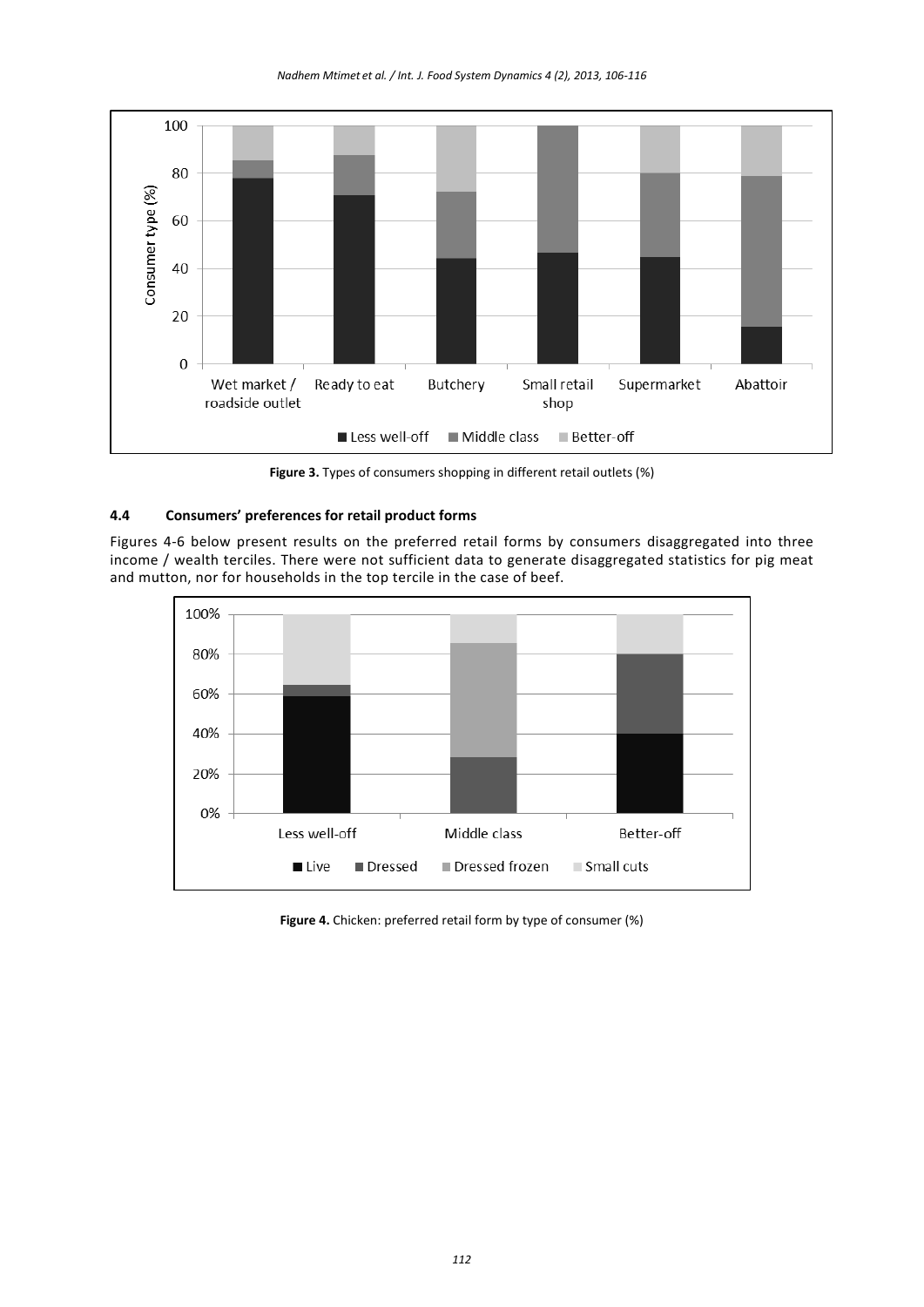Figure 3. Types of consumers shopping in different retail outlets (%)

### 4.4 Consumers' preferences for retail product forms

Figures 4-6 below present results on the preferred retail forms by consumers disaggregated into three income / wealth terciles. There were not sufficient data to generate disaggregated statistics for pig meat and mutton, nor for households in the top tercile in the case of beef.

Figure 4. Chicken: preferred retail form by type of consumer (%)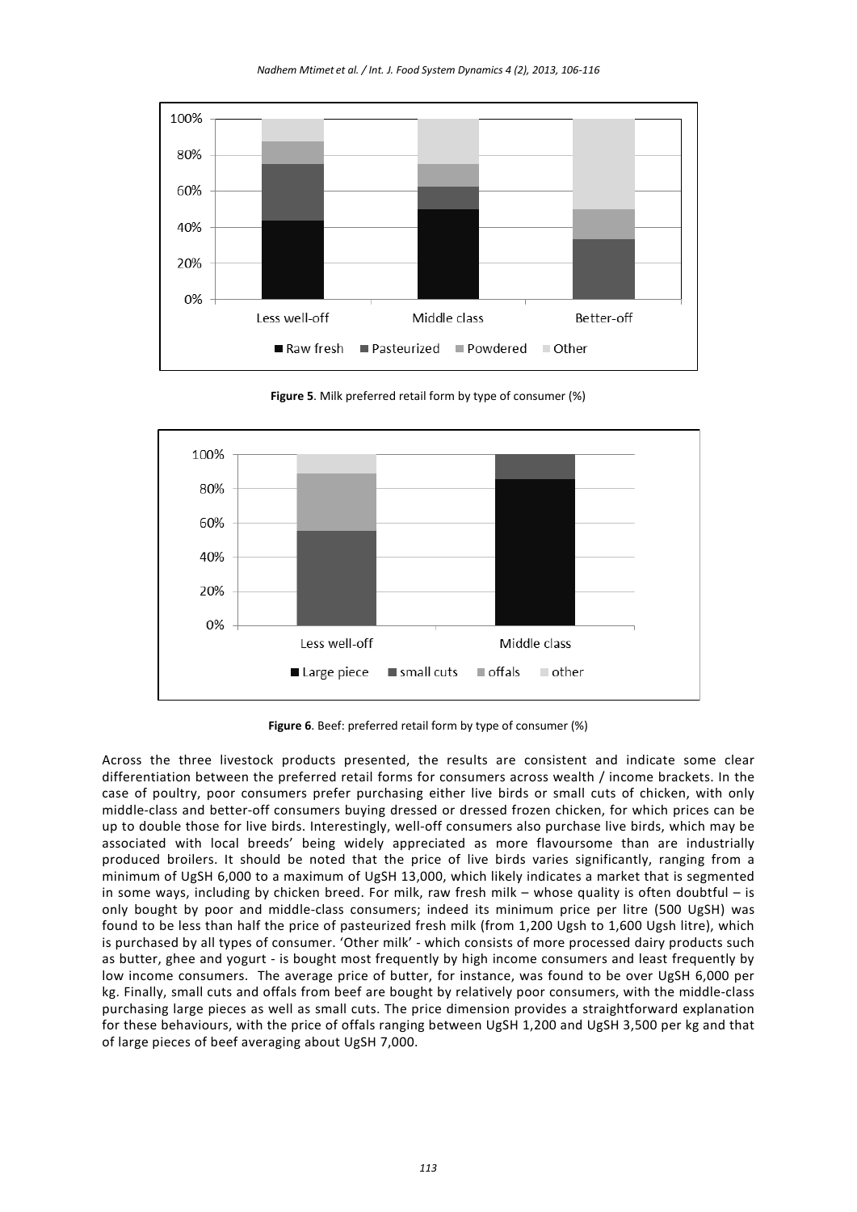**Figure 5**. Milk preferred retail form by type of consumer (%)

**Figure 6**. Beef: preferred retail form by type of consumer (%)

Across the three livestock products presented, the results are consistent and indicate some clear differentiation between the preferred retail forms for consumers across wealth / income brackets. In the case of poultry, poor consumers prefer purchasing either live birds or small cuts of chicken, with only middle-class and better-off consumers buying dressed or dressed frozen chicken, for which prices can be up to double those for live birds. Interestingly, well-off consumers also purchase live birds, which may be associated with local breeds' being widely appreciated as more flavoursome than are industrially produced broilers. It should be noted that the price of live birds varies significantly, ranging from a minimum of UgSH 6,000 to a maximum of UgSH 13,000, which likely indicates a market that is segmented in some ways, including by chicken breed. For milk, raw fresh milk – whose quality is often doubtful – is only bought by poor and middle-class consumers; indeed its minimum price per litre (500 UgSH) was found to be less than half the price of pasteurized fresh milk (from 1,200 Ugsh to 1,600 Ugsh litre), which is purchased by all types of consumer. 'Other milk' - which consists of more processed dairy products such as butter, ghee and yogurt - is bought most frequently by high income consumers and least frequently by low income consumers. The average price of butter, for instance, was found to be over UgSH 6,000 per kg. Finally, small cuts and offals from beef are bought by relatively poor consumers, with the middle-class purchasing large pieces as well as small cuts. The price dimension provides a straightforward explanation for these behaviours, with the price of offals ranging between UgSH 1,200 and UgSH 3,500 per kg and that of large pieces of beef averaging about UgSH 7,000.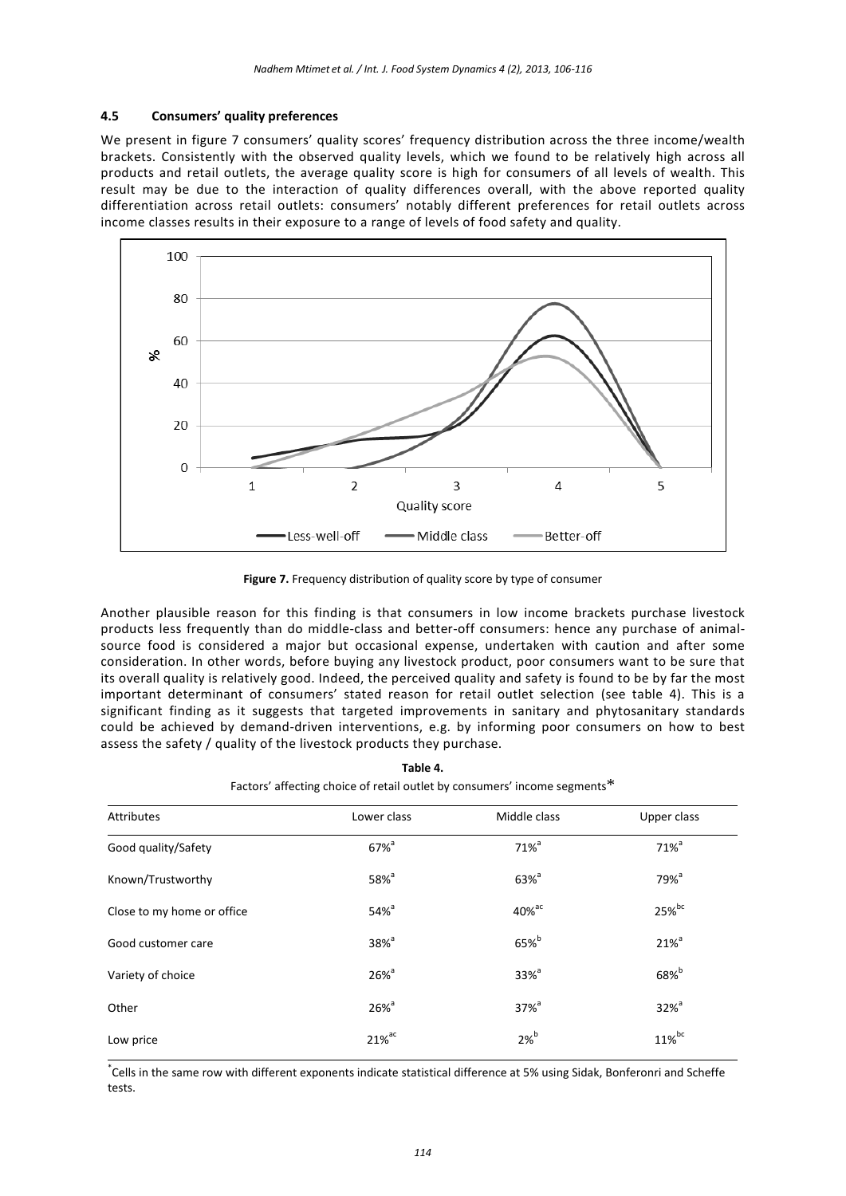### 4.5 Consumers' quality preferences

We present in figure 7 consumers' quality scores' frequency distribution across the three income/wealth brackets. Consistently with the observed quality levels, which we found to be relatively high across all products and retail outlets, the average quality score is high for consumers of all levels of wealth. This result may be due to the interaction of quality differences overall, with the above reported quality differentiation across retail outlets: consumers' notably different preferences for retail outlets across income classes results in their exposure to a range of levels of food safety and quality.

**Figure 7.** Frequency distribution of quality score by type of consumer

Another plausible reason for this finding is that consumers in low income brackets purchase livestock products less frequently than do middle-class and better-off consumers: hence any purchase of animal-source food is considered a major but occasional expense, undertaken with caution and after some consideration. In other words, before buying any livestock product, poor consumers want to be sure that its overall quality is relatively good. Indeed, the perceived quality and safety is found to be by far the most important determinant of consumers' stated reason for retail outlet selection (see table 4). This is a significant finding as it suggests that targeted improvements in sanitary and phytosanitary standards could be achieved by demand-driven interventions, e.g. by informing poor consumers on how to best assess the safety / quality of the livestock products they purchase.

**Table 4.**
Factors' affecting choice of retail outlet by consumers' income segments*

| Attributes | Lower class | Middle class | Upper class |
|---|---|---|---|
| Good quality/Safety | 67%[a] | 71%[a] | 71%[a] |
| Known/Trustworthy | 58%[a] | 63%[a] | 79%[a] |
| Close to my home or office | 54%[a] | 40%[ac] | 25%[bc] |
| Good customer care | 38%[a] | 65%[b] | 21%[a] |
| Variety of choice | 26%[a] | 33%[a] | 68%[b] |
| Other | 26%[a] | 37%[a] | 32%[a] |
| Low price | 21%[ac] | 2%[b] | 11%[bc] |

*Cells in the same row with different exponents indicate statistical difference at 5% using Sidak, Bonferonri and Scheffe tests.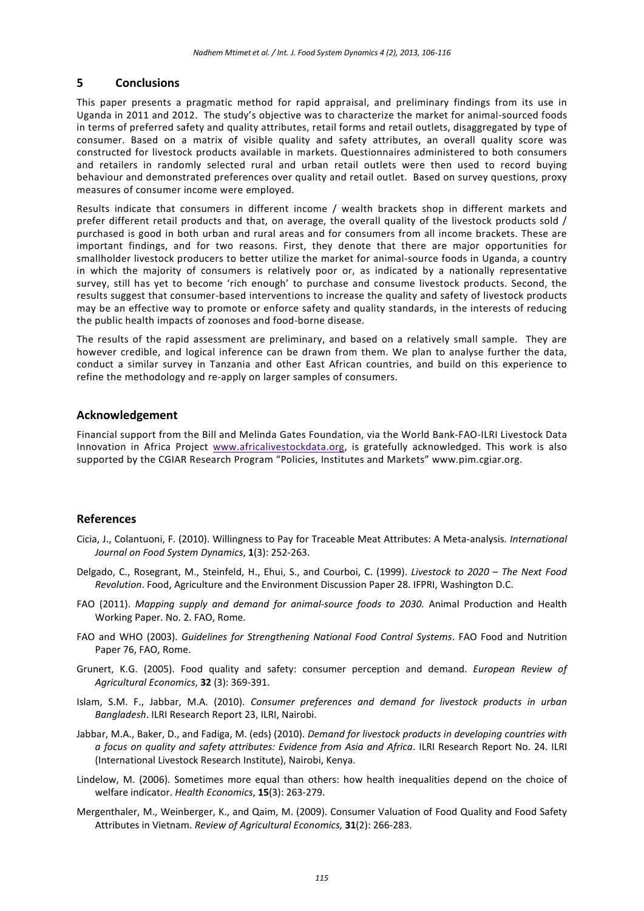## 5 Conclusions

This paper presents a pragmatic method for rapid appraisal, and preliminary findings from its use in Uganda in 2011 and 2012. The study's objective was to characterize the market for animal-sourced foods in terms of preferred safety and quality attributes, retail forms and retail outlets, disaggregated by type of consumer. Based on a matrix of visible quality and safety attributes, an overall quality score was constructed for livestock products available in markets. Questionnaires administered to both consumers and retailers in randomly selected rural and urban retail outlets were then used to record buying behaviour and demonstrated preferences over quality and retail outlet. Based on survey questions, proxy measures of consumer income were employed.

Results indicate that consumers in different income / wealth brackets shop in different markets and prefer different retail products and that, on average, the overall quality of the livestock products sold / purchased is good in both urban and rural areas and for consumers from all income brackets. These are important findings, and for two reasons. First, they denote that there are major opportunities for smallholder livestock producers to better utilize the market for animal-source foods in Uganda, a country in which the majority of consumers is relatively poor or, as indicated by a nationally representative survey, still has yet to become 'rich enough' to purchase and consume livestock products. Second, the results suggest that consumer-based interventions to increase the quality and safety of livestock products may be an effective way to promote or enforce safety and quality standards, in the interests of reducing the public health impacts of zoonoses and food-borne disease.

The results of the rapid assessment are preliminary, and based on a relatively small sample. They are however credible, and logical inference can be drawn from them. We plan to analyse further the data, conduct a similar survey in Tanzania and other East African countries, and build on this experience to refine the methodology and re-apply on larger samples of consumers.

## Acknowledgement

Financial support from the Bill and Melinda Gates Foundation, via the World Bank-FAO-ILRI Livestock Data Innovation in Africa Project www.africalivestockdata.org, is gratefully acknowledged. This work is also supported by the CGIAR Research Program "Policies, Institutes and Markets" www.pim.cgiar.org.

## References

Cicia, J., Colantuoni, F. (2010). Willingness to Pay for Traceable Meat Attributes: A Meta-analysis. *International Journal on Food System Dynamics*, **1**(3): 252-263.

Delgado, C., Rosegrant, M., Steinfeld, H., Ehui, S., and Courboi, C. (1999). *Livestock to 2020 – The Next Food Revolution*. Food, Agriculture and the Environment Discussion Paper 28. IFPRI, Washington D.C.

FAO (2011). *Mapping supply and demand for animal-source foods to 2030.* Animal Production and Health Working Paper. No. 2. FAO, Rome.

FAO and WHO (2003). *Guidelines for Strengthening National Food Control Systems*. FAO Food and Nutrition Paper 76, FAO, Rome.

Grunert, K.G. (2005). Food quality and safety: consumer perception and demand. *European Review of Agricultural Economics*, **32** (3): 369-391.

Islam, S.M. F., Jabbar, M.A. (2010). *Consumer preferences and demand for livestock products in urban Bangladesh*. ILRI Research Report 23, ILRI, Nairobi.

Jabbar, M.A., Baker, D., and Fadiga, M. (eds) (2010). *Demand for livestock products in developing countries with a focus on quality and safety attributes: Evidence from Asia and Africa*. ILRI Research Report No. 24. ILRI (International Livestock Research Institute), Nairobi, Kenya.

Lindelow, M. (2006). Sometimes more equal than others: how health inequalities depend on the choice of welfare indicator. *Health Economics*, **15**(3): 263-279.

Mergenthaler, M., Weinberger, K., and Qaim, M. (2009). Consumer Valuation of Food Quality and Food Safety Attributes in Vietnam. *Review of Agricultural Economics,* **31**(2): 266-283.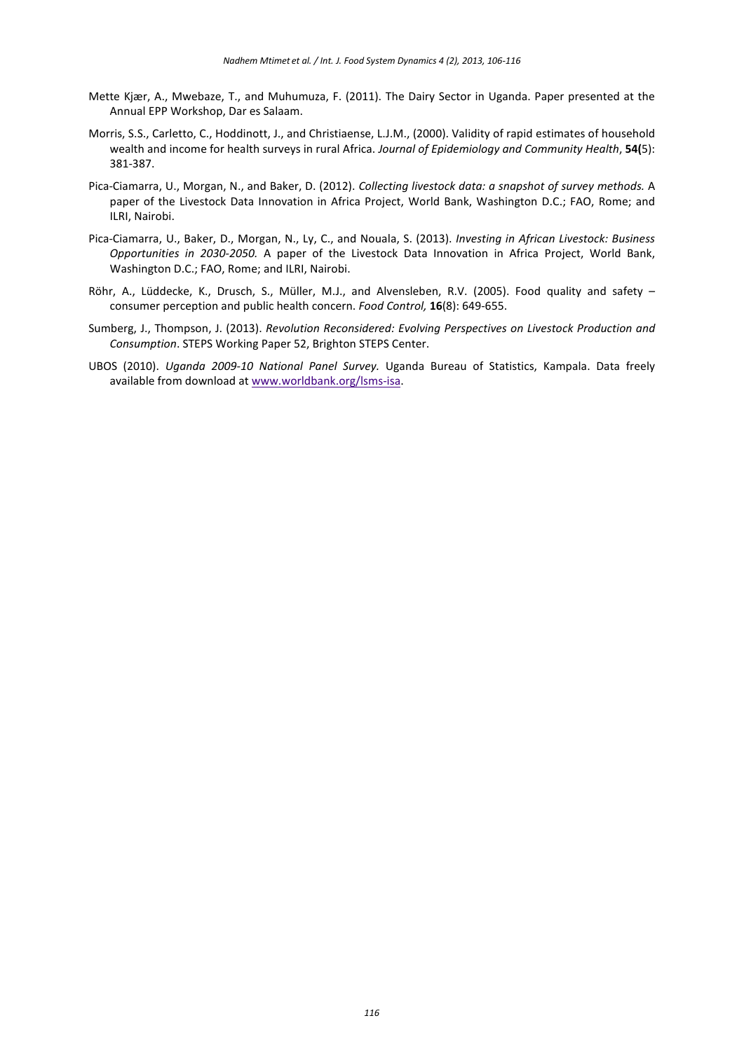Mette Kjær, A., Mwebaze, T., and Muhumuza, F. (2011). The Dairy Sector in Uganda. Paper presented at the Annual EPP Workshop, Dar es Salaam.

Morris, S.S., Carletto, C., Hoddinott, J., and Christiaense, L.J.M., (2000). Validity of rapid estimates of household wealth and income for health surveys in rural Africa. *Journal of Epidemiology and Community Health*, **54(**5): 381-387.

Pica-Ciamarra, U., Morgan, N., and Baker, D. (2012). *Collecting livestock data: a snapshot of survey methods.* A paper of the Livestock Data Innovation in Africa Project, World Bank, Washington D.C.; FAO, Rome; and ILRI, Nairobi.

Pica-Ciamarra, U., Baker, D., Morgan, N., Ly, C., and Nouala, S. (2013). *Investing in African Livestock: Business Opportunities in 2030-2050.* A paper of the Livestock Data Innovation in Africa Project, World Bank, Washington D.C.; FAO, Rome; and ILRI, Nairobi.

Röhr, A., Lüddecke, K., Drusch, S., Müller, M.J., and Alvensleben, R.V. (2005). Food quality and safety – consumer perception and public health concern. *Food Control,* **16**(8): 649-655.

Sumberg, J., Thompson, J. (2013). *Revolution Reconsidered: Evolving Perspectives on Livestock Production and Consumption*. STEPS Working Paper 52, Brighton STEPS Center.

UBOS (2010). *Uganda 2009-10 National Panel Survey.* Uganda Bureau of Statistics, Kampala. Data freely available from download at www.worldbank.org/lsms-isa.